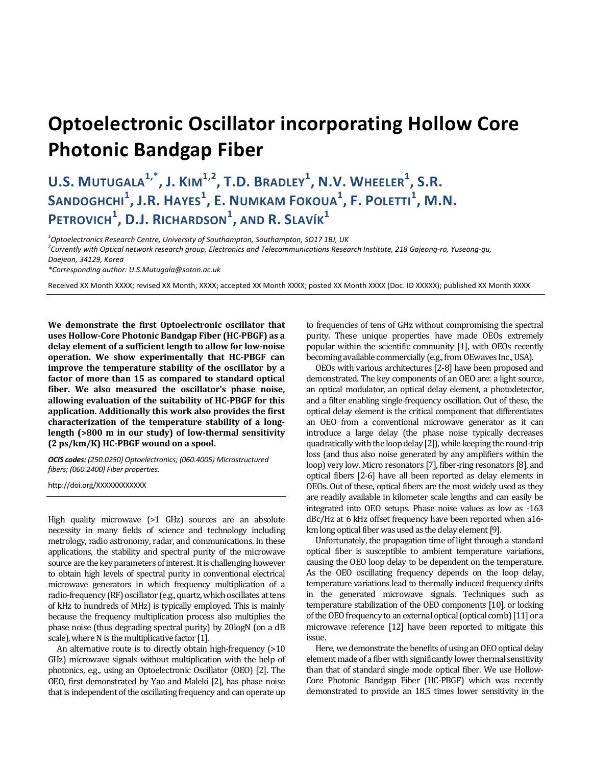# Optoelectronic Oscillator incorporating Hollow Core Photonic Bandgap Fiber

**U.S. Mutugala[1,*], J. Kim[1,2], T.D. Bradley[1], N.V. Wheeler[1], S.R. Sandoghchi[1], J.R. Hayes[1], E. Numkam Fokoua[1], F. Poletti[1], M.N. Petrovich[1], D.J. Richardson[1], and R. Slavík[1]**

[1] *Optoelectronics Research Centre, University of Southampton, Southampton, SO17 1BJ, UK*
[2] *Currently with Optical network research group, Electronics and Telecommunications Research Institute, 218 Gajeong-ro, Yuseong-gu, Daejeon, 34129, Korea*
*\*Corresponding author: U.S.Mutugala@soton.ac.uk*

Received XX Month XXXX; revised XX Month, XXXX; accepted XX Month XXXX; posted XX Month XXXX (Doc. ID XXXXX); published XX Month XXXX

**We demonstrate the first Optoelectronic oscillator that uses Hollow-Core Photonic Bandgap Fiber (HC-PBGF) as a delay element of a sufficient length to allow for low-noise operation. We show experimentally that HC-PBGF can improve the temperature stability of the oscillator by a factor of more than 15 as compared to standard optical fiber. We also measured the oscillator's phase noise, allowing evaluation of the suitability of HC-PBGF for this application. Additionally this work also provides the first characterization of the temperature stability of a long-length (>800 m in our study) of low-thermal sensitivity (2 ps/km/K) HC-PBGF wound on a spool.**

***OCIS codes:*** *(250.0250) Optoelectronics; (060.4005) Microstructured fibers; (060.2400) Fiber properties.*

http://doi.org/XXXXXXXXXXXX

High quality microwave (>1 GHz) sources are an absolute necessity in many fields of science and technology including metrology, radio astronomy, radar, and communications. In these applications, the stability and spectral purity of the microwave source are the key parameters of interest. It is challenging however to obtain high levels of spectral purity in conventional electrical microwave generators in which frequency multiplication of a radio-frequency (RF) oscillator (e.g., quartz, which oscillates at tens of kHz to hundreds of MHz) is typically employed. This is mainly because the frequency multiplication process also multiplies the phase noise (thus degrading spectral purity) by 20logN (on a dB scale), where N is the multiplicative factor [1].

An alternative route is to directly obtain high-frequency (>10 GHz) microwave signals without multiplication with the help of photonics, e.g., using an Optoelectronic Oscillator (OEO) [2]. The OEO, first demonstrated by Yao and Maleki [2], has phase noise that is independent of the oscillating frequency and can operate up to frequencies of tens of GHz without compromising the spectral purity. These unique properties have made OEOs extremely popular within the scientific community [1], with OEOs recently becoming available commercially (e.g., from OEwaves Inc., USA).

OEOs with various architectures [2-8] have been proposed and demonstrated. The key components of an OEO are: a light source, an optical modulator, an optical delay element, a photodetector, and a filter enabling single-frequency oscillation. Out of these, the optical delay element is the critical component that differentiates an OEO from a conventional microwave generator as it can introduce a large delay (the phase noise typically decreases quadratically with the loop delay [2]), while keeping the round-trip loss (and thus also noise generated by any amplifiers within the loop) very low. Micro resonators [7], fiber-ring resonators [8], and optical fibers [2-6] have all been reported as delay elements in OEOs. Out of these, optical fibers are the most widely used as they are readily available in kilometer scale lengths and can easily be integrated into OEO setups. Phase noise values as low as -163 dBc/Hz at 6 kHz offset frequency have been reported when a16-km long optical fiber was used as the delay element [9].

Unfortunately, the propagation time of light through a standard optical fiber is susceptible to ambient temperature variations, causing the OEO loop delay to be dependent on the temperature. As the OEO oscillating frequency depends on the loop delay, temperature variations lead to thermally induced frequency drifts in the generated microwave signals. Techniques such as temperature stabilization of the OEO components [10], or locking of the OEO frequency to an external optical (optical comb) [11] or a microwave reference [12] have been reported to mitigate this issue.

Here, we demonstrate the benefits of using an OEO optical delay element made of a fiber with significantly lower thermal sensitivity than that of standard single mode optical fiber. We use Hollow-Core Photonic Bandgap Fiber (HC-PBGF) which was recently demonstrated to provide an 18.5 times lower sensitivity in the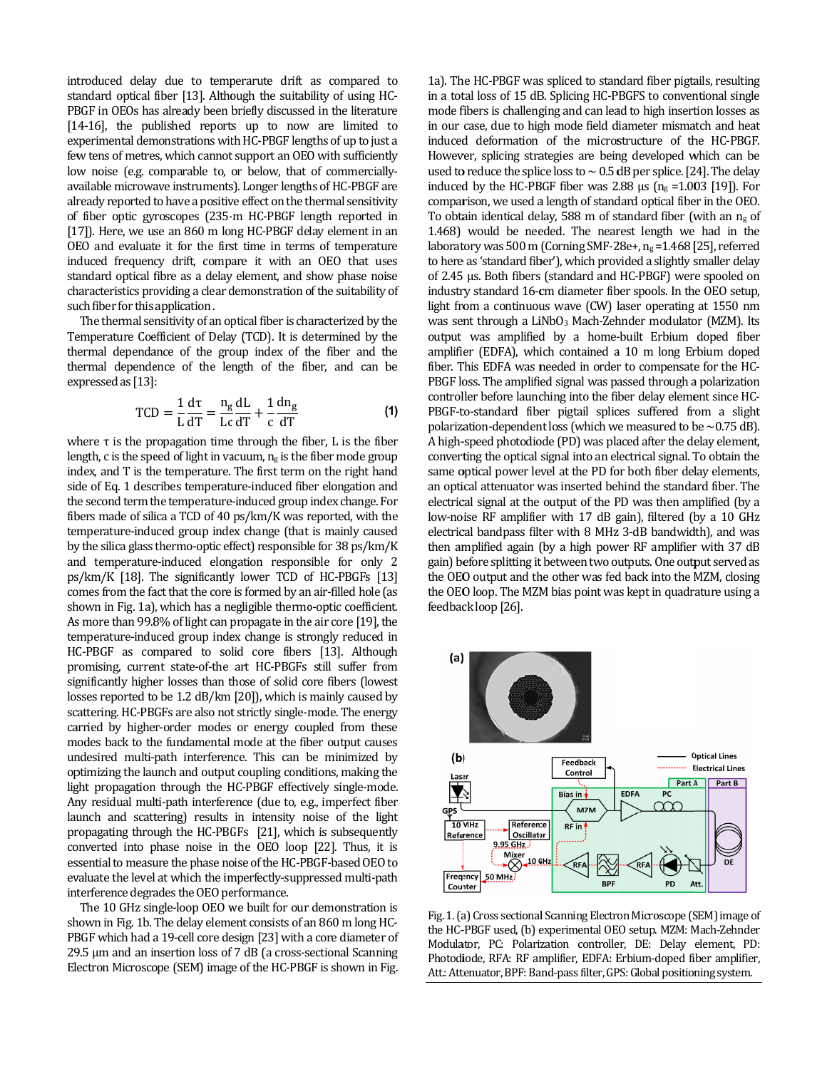introduced delay due to temperarute drift as compared to standard optical fiber [13]. Although the suitability of using HC-PBGF in OEOs has already been briefly discussed in the literature [14-16], the published reports up to now are limited to experimental demonstrations with HC-PBGF lengths of up to just a few tens of metres, which cannot support an OEO with sufficiently low noise (e.g. comparable to, or below, that of commercially-available microwave instruments). Longer lengths of HC-PBGF are already reported to have a positive effect on the thermal sensitivity of fiber optic gyroscopes (235-m HC-PBGF length reported in [17]). Here, we use an 860 m long HC-PBGF delay element in an OEO and evaluate it for the first time in terms of temperature induced frequency drift, compare it with an OEO that uses standard optical fibre as a delay element, and show phase noise characteristics providing a clear demonstration of the suitability of such fiber for this application.

The thermal sensitivity of an optical fiber is characterized by the Temperature Coefficient of Delay (TCD). It is determined by the thermal dependance of the group index of the fiber and the thermal dependence of the length of the fiber, and can be expressed as [13]:

$$\mathrm{TCD} = \frac{1}{L}\frac{d\tau}{dT} = \frac{n_g}{Lc}\frac{dL}{dT} + \frac{1}{c}\frac{dn_g}{dT} \tag{1}$$

where τ is the propagation time through the fiber, L is the fiber length, c is the speed of light in vacuum, $n_g$ is the fiber mode group index, and T is the temperature. The first term on the right hand side of Eq. 1 describes temperature-induced fiber elongation and the second term the temperature-induced group index change. For fibers made of silica a TCD of 40 ps/km/K was reported, with the temperature-induced group index change (that is mainly caused by the silica glass thermo-optic effect) responsible for 38 ps/km/K and temperature-induced elongation responsible for only 2 ps/km/K [18]. The significantly lower TCD of HC-PBGFs [13] comes from the fact that the core is formed by an air-filled hole (as shown in Fig. 1a), which has a negligible thermo-optic coefficient. As more than 99.8% of light can propagate in the air core [19], the temperature-induced group index change is strongly reduced in HC-PBGF as compared to solid core fibers [13]. Although promising, current state-of-the art HC-PBGFs still suffer from significantly higher losses than those of solid core fibers (lowest losses reported to be 1.2 dB/km [20]), which is mainly caused by scattering. HC-PBGFs are also not strictly single-mode. The energy carried by higher-order modes or energy coupled from these modes back to the fundamental mode at the fiber output causes undesired multi-path interference. This can be minimized by optimizing the launch and output coupling conditions, making the light propagation through the HC-PBGF effectively single-mode. Any residual multi-path interference (due to, e.g., imperfect fiber launch and scattering) results in intensity noise of the light propagating through the HC-PBGFs [21], which is subsequently converted into phase noise in the OEO loop [22]. Thus, it is essential to measure the phase noise of the HC-PBGF-based OEO to evaluate the level at which the imperfectly-suppressed multi-path interference degrades the OEO performance.

The 10 GHz single-loop OEO we built for our demonstration is shown in Fig. 1b. The delay element consists of an 860 m long HC-PBGF which had a 19-cell core design [23] with a core diameter of 29.5 µm and an insertion loss of 7 dB (a cross-sectional Scanning Electron Microscope (SEM) image of the HC-PBGF is shown in Fig. 1a). The HC-PBGF was spliced to standard fiber pigtails, resulting in a total loss of 15 dB. Splicing HC-PBGFS to conventional single mode fibers is challenging and can lead to high insertion losses as in our case, due to high mode field diameter mismatch and heat induced deformation of the microstructure of the HC-PBGF. However, splicing strategies are being developed which can be used to reduce the splice loss to ~ 0.5 dB per splice. [24]. The delay induced by the HC-PBGF fiber was 2.88 µs ($n_g$ =1.003 [19]). For comparison, we used a length of standard optical fiber in the OEO. To obtain identical delay, 588 m of standard fiber (with an $n_g$ of 1.468) would be needed. The nearest length we had in the laboratory was 500 m (Corning SMF-28e+, $n_g$ =1.468 [25], referred to here as 'standard fiber'), which provided a slightly smaller delay of 2.45 µs. Both fibers (standard and HC-PBGF) were spooled on industry standard 16-cm diameter fiber spools. In the OEO setup, light from a continuous wave (CW) laser operating at 1550 nm was sent through a $LiNbO_3$ Mach-Zehnder modulator (MZM). Its output was amplified by a home-built Erbium doped fiber amplifier (EDFA), which contained a 10 m long Erbium doped fiber. This EDFA was needed in order to compensate for the HC-PBGF loss. The amplified signal was passed through a polarization controller before launching into the fiber delay element since HC-PBGF-to-standard fiber pigtail splices suffered from a slight polarization-dependent loss (which we measured to be ~0.75 dB). A high-speed photodiode (PD) was placed after the delay element, converting the optical signal into an electrical signal. To obtain the same optical power level at the PD for both fiber delay elements, an optical attenuator was inserted behind the standard fiber. The electrical signal at the output of the PD was then amplified (by a low-noise RF amplifier with 17 dB gain), filtered (by a 10 GHz electrical bandpass filter with 8 MHz 3-dB bandwidth), and was then amplified again (by a high power RF amplifier with 37 dB gain) before splitting it between two outputs. One output served as the OEO output and the other was fed back into the MZM, closing the OEO loop. The MZM bias point was kept in quadrature using a feedback loop [26].

Fig. 1. (a) Cross sectional Scanning Electron Microscope (SEM) image of the HC-PBGF used, (b) experimental OEO setup. MZM: Mach-Zehnder Modulator, PC: Polarization controller, DE: Delay element, PD: Photodiode, RFA: RF amplifier, EDFA: Erbium-doped fiber amplifier, Att.: Attenuator, BPF: Band-pass filter, GPS: Global positioning system.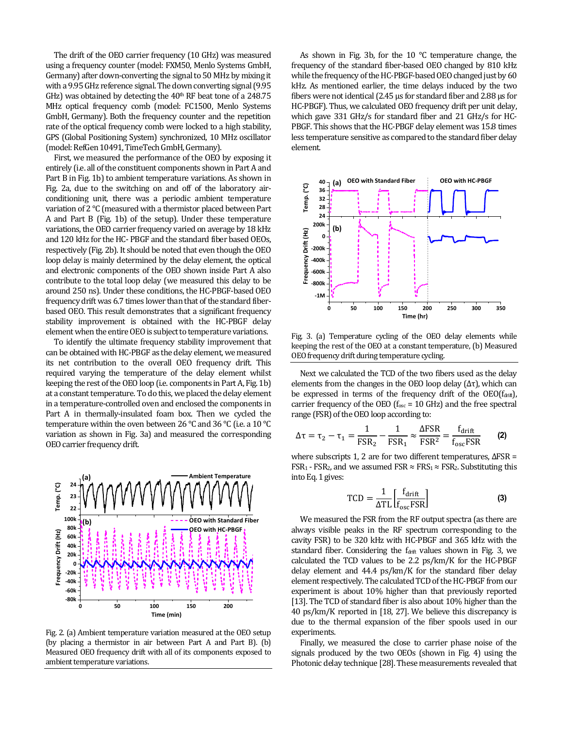The drift of the OEO carrier frequency (10 GHz) was measured using a frequency counter (model: FXM50, Menlo Systems GmbH, Germany) after down-converting the signal to 50 MHz by mixing it with a 9.95 GHz reference signal. The down converting signal (9.95 GHz) was obtained by detecting the 40th RF beat tone of a 248.75 MHz optical frequency comb (model: FC1500, Menlo Systems GmbH, Germany). Both the frequency counter and the repetition rate of the optical frequency comb were locked to a high stability, GPS (Global Positioning System) synchronized, 10 MHz oscillator (model: RefGen 10491, TimeTech GmbH, Germany).

First, we measured the performance of the OEO by exposing it entirely (i.e. all of the constituent components shown in Part A and Part B in Fig. 1b) to ambient temperature variations. As shown in Fig. 2a, due to the switching on and off of the laboratory air-conditioning unit, there was a periodic ambient temperature variation of 2 °C (measured with a thermistor placed between Part A and Part B (Fig. 1b) of the setup). Under these temperature variations, the OEO carrier frequency varied on average by 18 kHz and 120 kHz for the HC- PBGF and the standard fiber based OEOs, respectively (Fig. 2b). It should be noted that even though the OEO loop delay is mainly determined by the delay element, the optical and electronic components of the OEO shown inside Part A also contribute to the total loop delay (we measured this delay to be around 250 ns). Under these conditions, the HC-PBGF-based OEO frequency drift was 6.7 times lower than that of the standard fiber-based OEO. This result demonstrates that a significant frequency stability improvement is obtained with the HC-PBGF delay element when the entire OEO is subject to temperature variations.

To identify the ultimate frequency stability improvement that can be obtained with HC-PBGF as the delay element, we measured its net contribution to the overall OEO frequency drift. This required varying the temperature of the delay element whilst keeping the rest of the OEO loop (i.e. components in Part A, Fig. 1b) at a constant temperature. To do this, we placed the delay element in a temperature-controlled oven and enclosed the components in Part A in thermally-insulated foam box. Then we cycled the temperature within the oven between 26 °C and 36 °C (i.e. a 10 °C variation as shown in Fig. 3a) and measured the corresponding OEO carrier frequency drift.

Fig. 2. (a) Ambient temperature variation measured at the OEO setup (by placing a thermistor in air between Part A and Part B). (b) Measured OEO frequency drift with all of its components exposed to ambient temperature variations.

As shown in Fig. 3b, for the 10 °C temperature change, the frequency of the standard fiber-based OEO changed by 810 kHz while the frequency of the HC-PBGF-based OEO changed just by 60 kHz. As mentioned earlier, the time delays induced by the two fibers were not identical (2.45 µs for standard fiber and 2.88 µs for HC-PBGF). Thus, we calculated OEO frequency drift per unit delay, which gave 331 GHz/s for standard fiber and 21 GHz/s for HC-PBGF. This shows that the HC-PBGF delay element was 15.8 times less temperature sensitive as compared to the standard fiber delay element.

Fig. 3. (a) Temperature cycling of the OEO delay elements while keeping the rest of the OEO at a constant temperature, (b) Measured OEO frequency drift during temperature cycling.

Next we calculated the TCD of the two fibers used as the delay elements from the changes in the OEO loop delay ($\Delta\tau$), which can be expressed in terms of the frequency drift of the OEO($f_{drift}$), carrier frequency of the OEO ($f_{osc}$ = 10 GHz) and the free spectral range (FSR) of the OEO loop according to:

$$\Delta\tau = \tau_2 - \tau_1 = \frac{1}{\mathrm{FSR}_2} - \frac{1}{\mathrm{FSR}_1} \approx \frac{\Delta\mathrm{FSR}}{\mathrm{FSR}^2} = \frac{f_{\mathrm{drift}}}{f_{\mathrm{osc}}\mathrm{FSR}} \qquad (2)$$

where subscripts 1, 2 are for two different temperatures, $\Delta\mathrm{FSR} = \mathrm{FSR}_1 - \mathrm{FSR}_2$, and we assumed $\mathrm{FSR} \approx \mathrm{FSR}_1 \approx \mathrm{FSR}_2$. Substituting this into Eq. 1 gives:

$$\mathrm{TCD} = \frac{1}{\Delta\mathrm{TL}}\left[\frac{f_{\mathrm{drift}}}{f_{\mathrm{osc}}\mathrm{FSR}}\right] \qquad (3)$$

We measured the FSR from the RF output spectra (as there are always visible peaks in the RF spectrum corresponding to the cavity FSR) to be 320 kHz with HC-PBGF and 365 kHz with the standard fiber. Considering the $f_{drift}$ values shown in Fig. 3, we calculated the TCD values to be 2.2 ps/km/K for the HC-PBGF delay element and 44.4 ps/km/K for the standard fiber delay element respectively. The calculated TCD of the HC-PBGF from our experiment is about 10% higher than that previously reported [13]. The TCD of standard fiber is also about 10% higher than the 40 ps/km/K reported in [18, 27]. We believe this discrepancy is due to the thermal expansion of the fiber spools used in our experiments.

Finally, we measured the close to carrier phase noise of the signals produced by the two OEOs (shown in Fig. 4) using the Photonic delay technique [28]. These measurements revealed that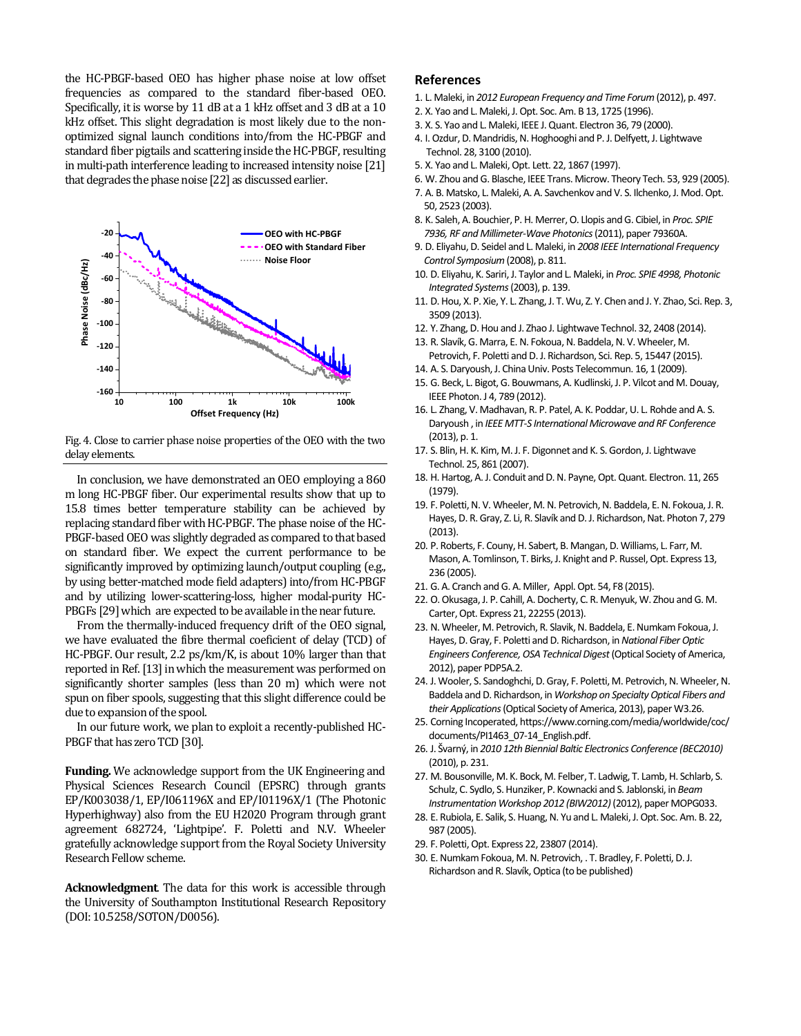the HC-PBGF-based OEO has higher phase noise at low offset frequencies as compared to the standard fiber-based OEO. Specifically, it is worse by 11 dB at a 1 kHz offset and 3 dB at a 10 kHz offset. This slight degradation is most likely due to the non-optimized signal launch conditions into/from the HC-PBGF and standard fiber pigtails and scattering inside the HC-PBGF, resulting in multi-path interference leading to increased intensity noise [21] that degrades the phase noise [22] as discussed earlier.

Fig. 4. Close to carrier phase noise properties of the OEO with the two delay elements.

In conclusion, we have demonstrated an OEO employing a 860 m long HC-PBGF fiber. Our experimental results show that up to 15.8 times better temperature stability can be achieved by replacing standard fiber with HC-PBGF. The phase noise of the HC-PBGF-based OEO was slightly degraded as compared to that based on standard fiber. We expect the current performance to be significantly improved by optimizing launch/output coupling (e.g., by using better-matched mode field adapters) into/from HC-PBGF and by utilizing lower-scattering-loss, higher modal-purity HC-PBGFs [29] which are expected to be available in the near future.

From the thermally-induced frequency drift of the OEO signal, we have evaluated the fibre thermal coeficient of delay (TCD) of HC-PBGF. Our result, 2.2 ps/km/K, is about 10% larger than that reported in Ref. [13] in which the measurement was performed on significantly shorter samples (less than 20 m) which were not spun on fiber spools, suggesting that this slight difference could be due to expansion of the spool.

In our future work, we plan to exploit a recently-published HC-PBGF that has zero TCD [30].

**Funding.** We acknowledge support from the UK Engineering and Physical Sciences Research Council (EPSRC) through grants EP/K003038/1, EP/I061196X and EP/I01196X/1 (The Photonic Hyperhighway) also from the EU H2020 Program through grant agreement 682724, 'Lightpipe'. F. Poletti and N.V. Wheeler gratefully acknowledge support from the Royal Society University Research Fellow scheme.

**Acknowledgment**. The data for this work is accessible through the University of Southampton Institutional Research Repository (DOI: 10.5258/SOTON/D0056).

## References

1. L. Maleki, in *2012 European Frequency and Time Forum* (2012), p. 497.
2. X. Yao and L. Maleki, J. Opt. Soc. Am. B 13, 1725 (1996).
3. X. S. Yao and L. Maleki, IEEE J. Quant. Electron 36, 79 (2000).
4. I. Ozdur, D. Mandridis, N. Hoghooghi and P. J. Delfyett, J. Lightwave Technol. 28, 3100 (2010).
5. X. Yao and L. Maleki, Opt. Lett. 22, 1867 (1997).
6. W. Zhou and G. Blasche, IEEE Trans. Microw. Theory Tech. 53, 929 (2005).
7. A. B. Matsko, L. Maleki, A. A. Savchenkov and V. S. Ilchenko, J. Mod. Opt. 50, 2523 (2003).
8. K. Saleh, A. Bouchier, P. H. Merrer, O. Llopis and G. Cibiel, in *Proc. SPIE 7936, RF and Millimeter-Wave Photonics* (2011), paper 79360A.
9. D. Eliyahu, D. Seidel and L. Maleki, in *2008 IEEE International Frequency Control Symposium* (2008), p. 811.
10. D. Eliyahu, K. Sariri, J. Taylor and L. Maleki, in *Proc. SPIE 4998, Photonic Integrated Systems* (2003), p. 139.
11. D. Hou, X. P. Xie, Y. L. Zhang, J. T. Wu, Z. Y. Chen and J. Y. Zhao, Sci. Rep. 3, 3509 (2013).
12. Y. Zhang, D. Hou and J. Zhao J. Lightwave Technol. 32, 2408 (2014).
13. R. Slavík, G. Marra, E. N. Fokoua, N. Baddela, N. V. Wheeler, M. Petrovich, F. Poletti and D. J. Richardson, Sci. Rep. 5, 15447 (2015).
14. A. S. Daryoush, J. China Univ. Posts Telecommun. 16, 1 (2009).
15. G. Beck, L. Bigot, G. Bouwmans, A. Kudlinski, J. P. Vilcot and M. Douay, IEEE Photon. J 4, 789 (2012).
16. L. Zhang, V. Madhavan, R. P. Patel, A. K. Poddar, U. L. Rohde and A. S. Daryoush , in *IEEE MTT-S International Microwave and RF Conference* (2013), p. 1.
17. S. Blin, H. K. Kim, M. J. F. Digonnet and K. S. Gordon, J. Lightwave Technol. 25, 861 (2007).
18. H. Hartog, A. J. Conduit and D. N. Payne, Opt. Quant. Electron. 11, 265 (1979).
19. F. Poletti, N. V. Wheeler, M. N. Petrovich, N. Baddela, E. N. Fokoua, J. R. Hayes, D. R. Gray, Z. Li, R. Slavík and D. J. Richardson, Nat. Photon 7, 279 (2013).
20. P. Roberts, F. Couny, H. Sabert, B. Mangan, D. Williams, L. Farr, M. Mason, A. Tomlinson, T. Birks, J. Knight and P. Russel, Opt. Express 13, 236 (2005).
21. G. A. Cranch and G. A. Miller, Appl. Opt. 54, F8 (2015).
22. O. Okusaga, J. P. Cahill, A. Docherty, C. R. Menyuk, W. Zhou and G. M. Carter, Opt. Express 21, 22255 (2013).
23. N. Wheeler, M. Petrovich, R. Slavik, N. Baddela, E. Numkam Fokoua, J. Hayes, D. Gray, F. Poletti and D. Richardson, in *National Fiber Optic Engineers Conference, OSA Technical Digest* (Optical Society of America, 2012), paper PDP5A.2.
24. J. Wooler, S. Sandoghchi, D. Gray, F. Poletti, M. Petrovich, N. Wheeler, N. Baddela and D. Richardson, in *Workshop on Specialty Optical Fibers and their Applications* (Optical Society of America, 2013), paper W3.26.
25. Corning Incoperated, https://www.corning.com/media/worldwide/coc/documents/PI1463_07-14_English.pdf.
26. J. Švarný, in *2010 12th Biennial Baltic Electronics Conference (BEC2010)* (2010), p. 231.
27. M. Bousonville, M. K. Bock, M. Felber, T. Ladwig, T. Lamb, H. Schlarb, S. Schulz, C. Sydlo, S. Hunziker, P. Kownacki and S. Jablonski, in *Beam Instrumentation Workshop 2012 (BIW2012)* (2012), paper MOPG033.
28. E. Rubiola, E. Salik, S. Huang, N. Yu and L. Maleki, J. Opt. Soc. Am. B. 22, 987 (2005).
29. F. Poletti, Opt. Express 22, 23807 (2014).
30. E. Numkam Fokoua, M. N. Petrovich, . T. Bradley, F. Poletti, D. J. Richardson and R. Slavík, Optica (to be published)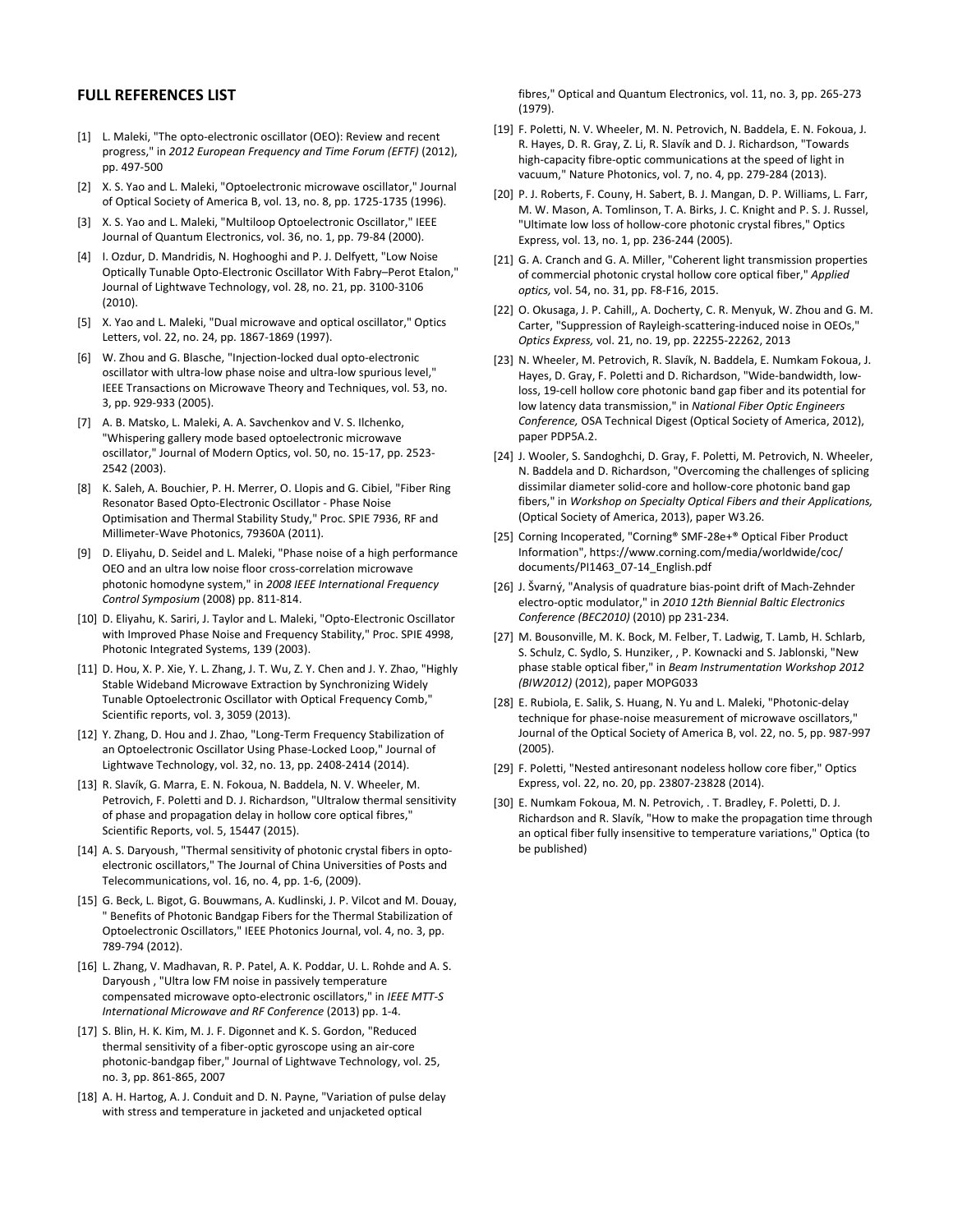## FULL REFERENCES LIST

[1] L. Maleki, "The opto-electronic oscillator (OEO): Review and recent progress," in *2012 European Frequency and Time Forum (EFTF)* (2012), pp. 497-500

[2] X. S. Yao and L. Maleki, "Optoelectronic microwave oscillator," Journal of Optical Society of America B, vol. 13, no. 8, pp. 1725-1735 (1996).

[3] X. S. Yao and L. Maleki, "Multiloop Optoelectronic Oscillator," IEEE Journal of Quantum Electronics, vol. 36, no. 1, pp. 79-84 (2000).

[4] I. Ozdur, D. Mandridis, N. Hoghooghi and P. J. Delfyett, "Low Noise Optically Tunable Opto-Electronic Oscillator With Fabry–Perot Etalon," Journal of Lightwave Technology, vol. 28, no. 21, pp. 3100-3106 (2010).

[5] X. Yao and L. Maleki, "Dual microwave and optical oscillator," Optics Letters, vol. 22, no. 24, pp. 1867-1869 (1997).

[6] W. Zhou and G. Blasche, "Injection-locked dual opto-electronic oscillator with ultra-low phase noise and ultra-low spurious level," IEEE Transactions on Microwave Theory and Techniques, vol. 53, no. 3, pp. 929-933 (2005).

[7] A. B. Matsko, L. Maleki, A. A. Savchenkov and V. S. Ilchenko, "Whispering gallery mode based optoelectronic microwave oscillator," Journal of Modern Optics, vol. 50, no. 15-17, pp. 2523-2542 (2003).

[8] K. Saleh, A. Bouchier, P. H. Merrer, O. Llopis and G. Cibiel, "Fiber Ring Resonator Based Opto-Electronic Oscillator - Phase Noise Optimisation and Thermal Stability Study," Proc. SPIE 7936, RF and Millimeter-Wave Photonics, 79360A (2011).

[9] D. Eliyahu, D. Seidel and L. Maleki, "Phase noise of a high performance OEO and an ultra low noise floor cross-correlation microwave photonic homodyne system," in *2008 IEEE International Frequency Control Symposium* (2008) pp. 811-814.

[10] D. Eliyahu, K. Sariri, J. Taylor and L. Maleki, "Opto-Electronic Oscillator with Improved Phase Noise and Frequency Stability," Proc. SPIE 4998, Photonic Integrated Systems, 139 (2003).

[11] D. Hou, X. P. Xie, Y. L. Zhang, J. T. Wu, Z. Y. Chen and J. Y. Zhao, "Highly Stable Wideband Microwave Extraction by Synchronizing Widely Tunable Optoelectronic Oscillator with Optical Frequency Comb," Scientific reports, vol. 3, 3059 (2013).

[12] Y. Zhang, D. Hou and J. Zhao, "Long-Term Frequency Stabilization of an Optoelectronic Oscillator Using Phase-Locked Loop," Journal of Lightwave Technology, vol. 32, no. 13, pp. 2408-2414 (2014).

[13] R. Slavík, G. Marra, E. N. Fokoua, N. Baddela, N. V. Wheeler, M. Petrovich, F. Poletti and D. J. Richardson, "Ultralow thermal sensitivity of phase and propagation delay in hollow core optical fibres," Scientific Reports, vol. 5, 15447 (2015).

[14] A. S. Daryoush, "Thermal sensitivity of photonic crystal fibers in opto-electronic oscillators," The Journal of China Universities of Posts and Telecommunications, vol. 16, no. 4, pp. 1-6, (2009).

[15] G. Beck, L. Bigot, G. Bouwmans, A. Kudlinski, J. P. Vilcot and M. Douay, " Benefits of Photonic Bandgap Fibers for the Thermal Stabilization of Optoelectronic Oscillators," IEEE Photonics Journal, vol. 4, no. 3, pp. 789-794 (2012).

[16] L. Zhang, V. Madhavan, R. P. Patel, A. K. Poddar, U. L. Rohde and A. S. Daryoush , "Ultra low FM noise in passively temperature compensated microwave opto-electronic oscillators," in *IEEE MTT-S International Microwave and RF Conference* (2013) pp. 1-4.

[17] S. Blin, H. K. Kim, M. J. F. Digonnet and K. S. Gordon, "Reduced thermal sensitivity of a fiber-optic gyroscope using an air-core photonic-bandgap fiber," Journal of Lightwave Technology, vol. 25, no. 3, pp. 861-865, 2007

[18] A. H. Hartog, A. J. Conduit and D. N. Payne, "Variation of pulse delay with stress and temperature in jacketed and unjacketed optical fibres," Optical and Quantum Electronics, vol. 11, no. 3, pp. 265-273 (1979).

[19] F. Poletti, N. V. Wheeler, M. N. Petrovich, N. Baddela, E. N. Fokoua, J. R. Hayes, D. R. Gray, Z. Li, R. Slavík and D. J. Richardson, "Towards high-capacity fibre-optic communications at the speed of light in vacuum," Nature Photonics, vol. 7, no. 4, pp. 279-284 (2013).

[20] P. J. Roberts, F. Couny, H. Sabert, B. J. Mangan, D. P. Williams, L. Farr, M. W. Mason, A. Tomlinson, T. A. Birks, J. C. Knight and P. S. J. Russel, "Ultimate low loss of hollow-core photonic crystal fibres," Optics Express, vol. 13, no. 1, pp. 236-244 (2005).

[21] G. A. Cranch and G. A. Miller, "Coherent light transmission properties of commercial photonic crystal hollow core optical fiber," *Applied optics*, vol. 54, no. 31, pp. F8-F16, 2015.

[22] O. Okusaga, J. P. Cahill,, A. Docherty, C. R. Menyuk, W. Zhou and G. M. Carter, "Suppression of Rayleigh-scattering-induced noise in OEOs," *Optics Express,* vol. 21, no. 19, pp. 22255-22262, 2013

[23] N. Wheeler, M. Petrovich, R. Slavík, N. Baddela, E. Numkam Fokoua, J. Hayes, D. Gray, F. Poletti and D. Richardson, "Wide-bandwidth, low-loss, 19-cell hollow core photonic band gap fiber and its potential for low latency data transmission," in *National Fiber Optic Engineers Conference,* OSA Technical Digest (Optical Society of America, 2012), paper PDP5A.2.

[24] J. Wooler, S. Sandoghchi, D. Gray, F. Poletti, M. Petrovich, N. Wheeler, N. Baddela and D. Richardson, "Overcoming the challenges of splicing dissimilar diameter solid-core and hollow-core photonic band gap fibers," in *Workshop on Specialty Optical Fibers and their Applications,* (Optical Society of America, 2013), paper W3.26.

[25] Corning Incoperated, "Corning® SMF-28e+® Optical Fiber Product Information", https://www.corning.com/media/worldwide/coc/documents/PI1463_07-14_English.pdf

[26] J. Švarný, "Analysis of quadrature bias-point drift of Mach-Zehnder electro-optic modulator," in *2010 12th Biennial Baltic Electronics Conference (BEC2010)* (2010) pp 231-234.

[27] M. Bousonville, M. K. Bock, M. Felber, T. Ladwig, T. Lamb, H. Schlarb, S. Schulz, C. Sydlo, S. Hunziker, , P. Kownacki and S. Jablonski, "New phase stable optical fiber," in *Beam Instrumentation Workshop 2012 (BIW2012)* (2012), paper MOPG033

[28] E. Rubiola, E. Salik, S. Huang, N. Yu and L. Maleki, "Photonic-delay technique for phase-noise measurement of microwave oscillators," Journal of the Optical Society of America B, vol. 22, no. 5, pp. 987-997 (2005).

[29] F. Poletti, "Nested antiresonant nodeless hollow core fiber," Optics Express, vol. 22, no. 20, pp. 23807-23828 (2014).

[30] E. Numkam Fokoua, M. N. Petrovich, . T. Bradley, F. Poletti, D. J. Richardson and R. Slavík, "How to make the propagation time through an optical fiber fully insensitive to temperature variations," Optica (to be published)